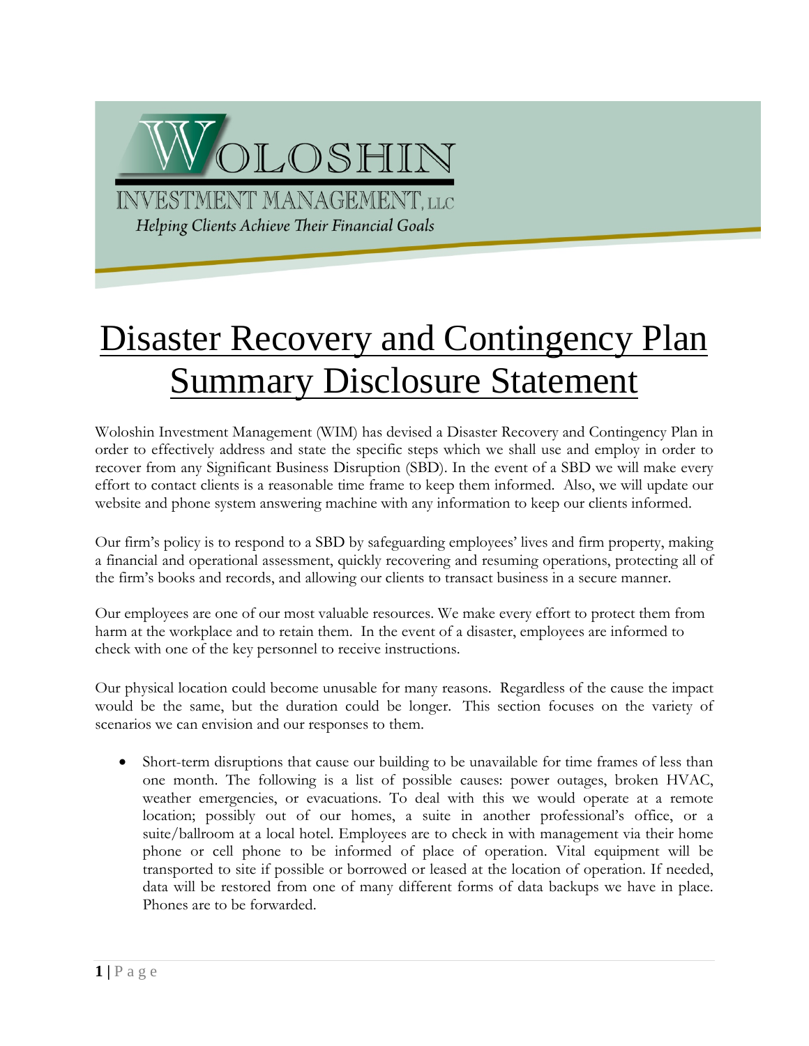# WOLOSHIN INVESTMENT MANAGEMENT, LLC

*Helping Clients Achieve Their Financial Goals*

# Disaster Recovery and Contingency Plan Summary Disclosure Statement

Woloshin Investment Management (WIM) has devised a Disaster Recovery and Contingency Plan in order to effectively address and state the specific steps which we shall use and employ in order to recover from any Significant Business Disruption (SBD). In the event of a SBD we will make every effort to contact clients is a reasonable time frame to keep them informed. Also, we will update our website and phone system answering machine with any information to keep our clients informed.

Our firm's policy is to respond to a SBD by safeguarding employees' lives and firm property, making a financial and operational assessment, quickly recovering and resuming operations, protecting all of the firm's books and records, and allowing our clients to transact business in a secure manner.

Our employees are one of our most valuable resources. We make every effort to protect them from harm at the workplace and to retain them. In the event of a disaster, employees are informed to check with one of the key personnel to receive instructions.

Our physical location could become unusable for many reasons. Regardless of the cause the impact would be the same, but the duration could be longer. This section focuses on the variety of scenarios we can envision and our responses to them.

- Short-term disruptions that cause our building to be unavailable for time frames of less than one month. The following is a list of possible causes: power outages, broken HVAC, weather emergencies, or evacuations. To deal with this we would operate at a remote location; possibly out of our homes, a suite in another professional's office, or a suite/ballroom at a local hotel. Employees are to check in with management via their home phone or cell phone to be informed of place of operation. Vital equipment will be transported to site if possible or borrowed or leased at the location of operation. If needed, data will be restored from one of many different forms of data backups we have in place. Phones are to be forwarded.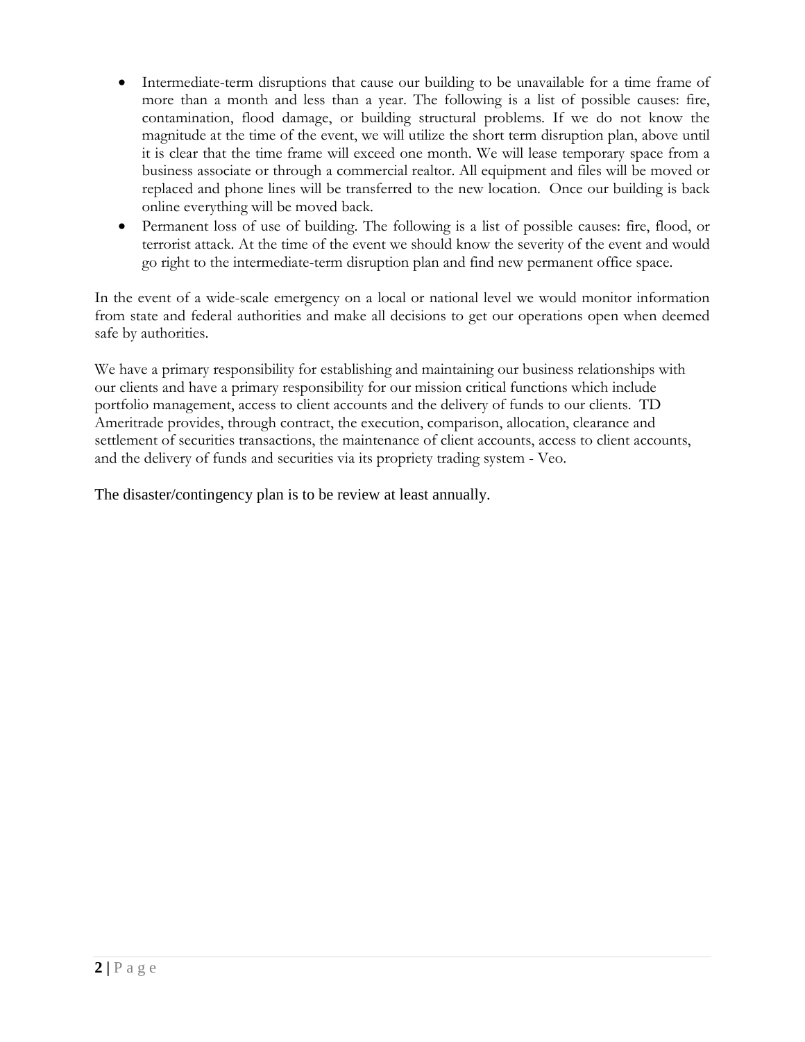- Intermediate-term disruptions that cause our building to be unavailable for a time frame of more than a month and less than a year. The following is a list of possible causes: fire, contamination, flood damage, or building structural problems. If we do not know the magnitude at the time of the event, we will utilize the short term disruption plan, above until it is clear that the time frame will exceed one month. We will lease temporary space from a business associate or through a commercial realtor. All equipment and files will be moved or replaced and phone lines will be transferred to the new location. Once our building is back online everything will be moved back.
- Permanent loss of use of building. The following is a list of possible causes: fire, flood, or terrorist attack. At the time of the event we should know the severity of the event and would go right to the intermediate-term disruption plan and find new permanent office space.

In the event of a wide-scale emergency on a local or national level we would monitor information from state and federal authorities and make all decisions to get our operations open when deemed safe by authorities.

We have a primary responsibility for establishing and maintaining our business relationships with our clients and have a primary responsibility for our mission critical functions which include portfolio management, access to client accounts and the delivery of funds to our clients. TD Ameritrade provides, through contract, the execution, comparison, allocation, clearance and settlement of securities transactions, the maintenance of client accounts, access to client accounts, and the delivery of funds and securities via its propriety trading system - Veo.

The disaster/contingency plan is to be review at least annually.